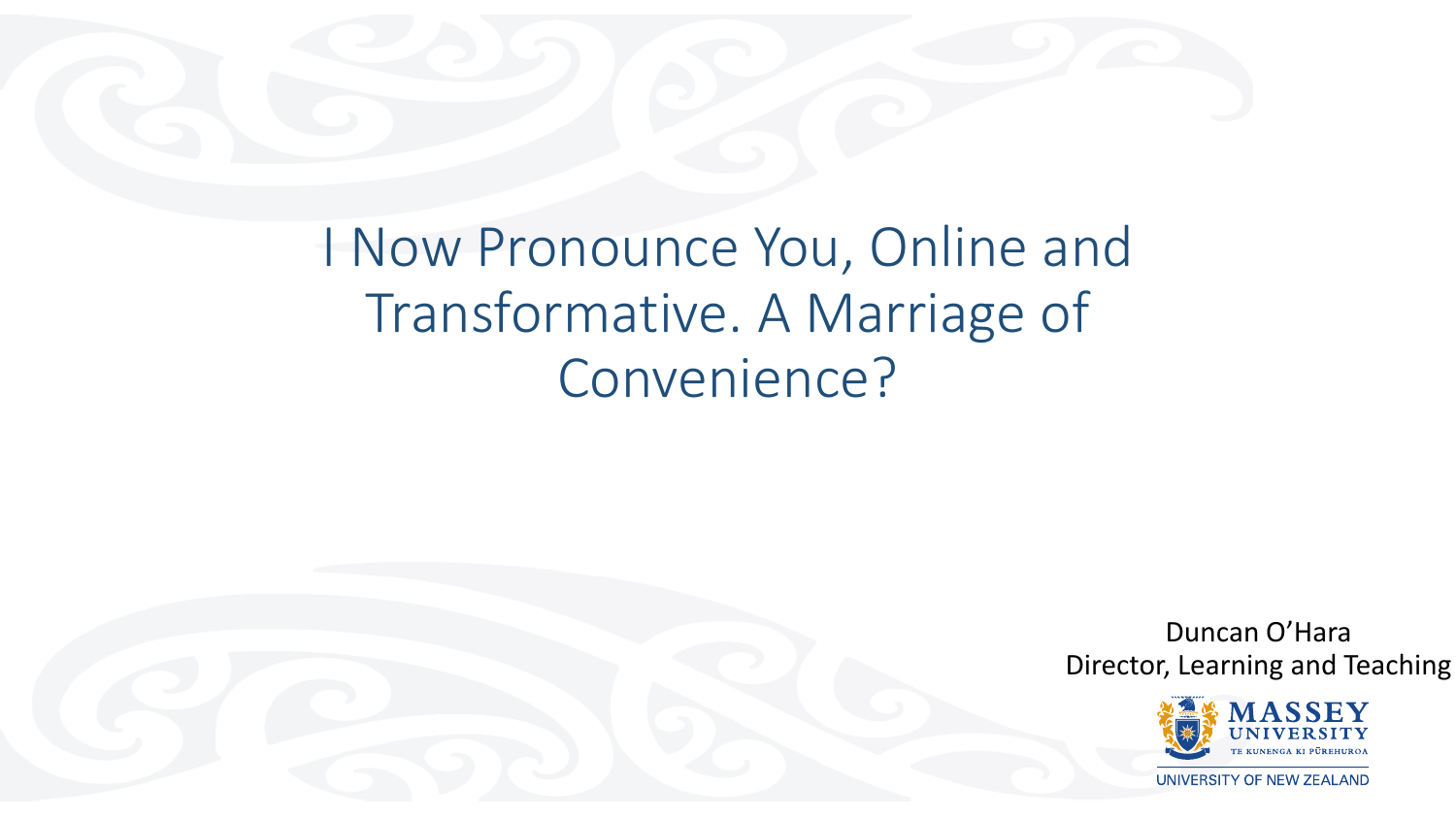# I Now Pronounce You, Online and Transformative. A Marriage of Convenience?

Duncan O'Hara
Director, Learning and Teaching

MASSEY UNIVERSITY
TE KUNENGA KI PŪREHUROA
UNIVERSITY OF NEW ZEALAND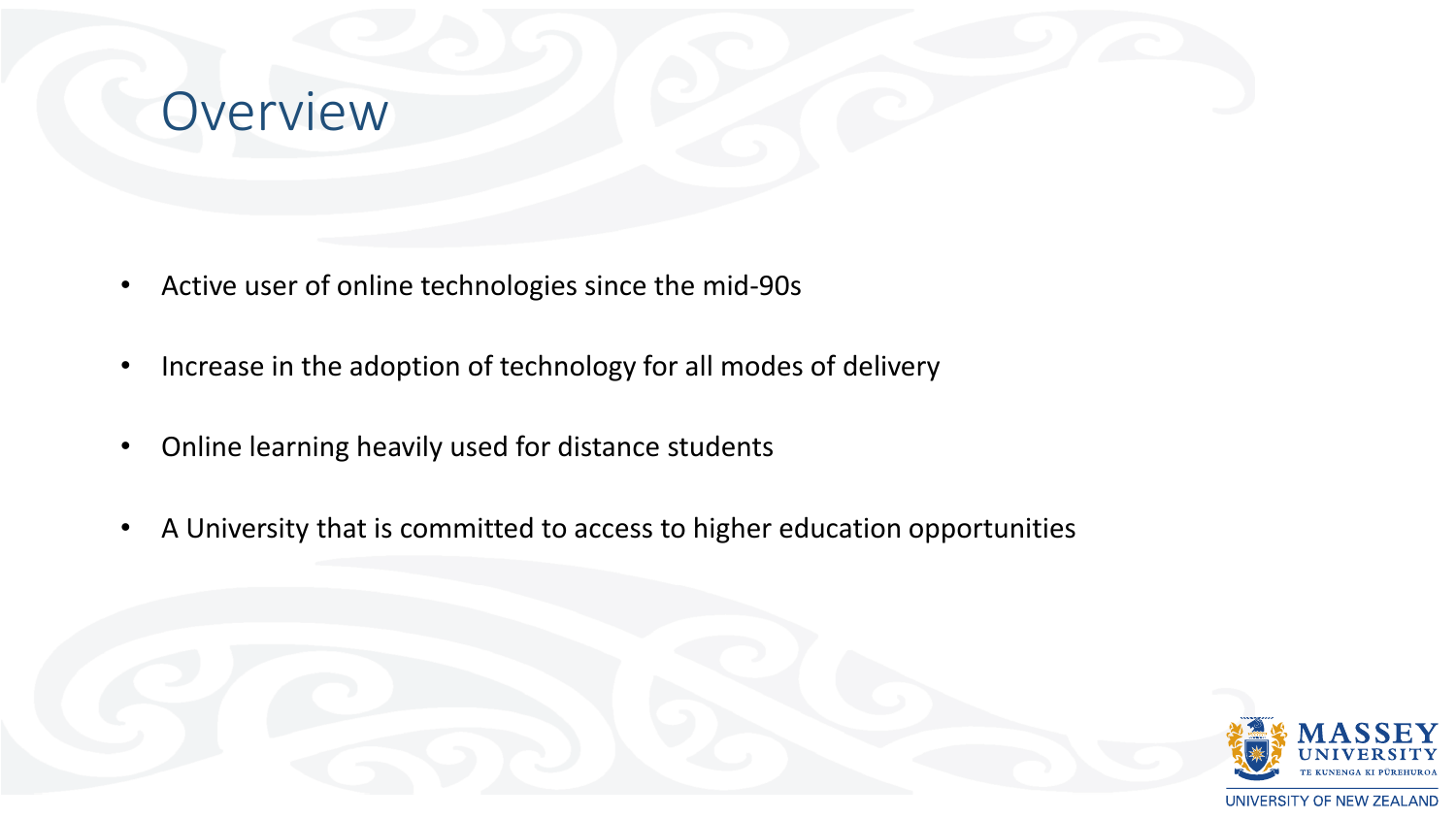# Overview

- Active user of online technologies since the mid-90s
- Increase in the adoption of technology for all modes of delivery
- Online learning heavily used for distance students
- A University that is committed to access to higher education opportunities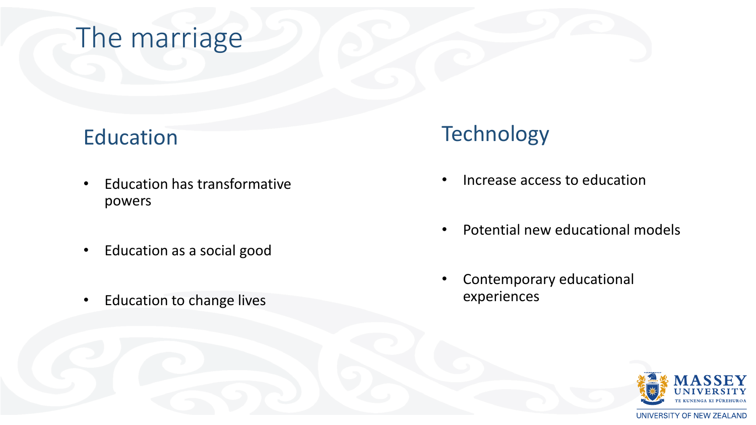# The marriage

## Education

- Education has transformative powers
- Education as a social good
- Education to change lives

## Technology

- Increase access to education
- Potential new educational models
- Contemporary educational experiences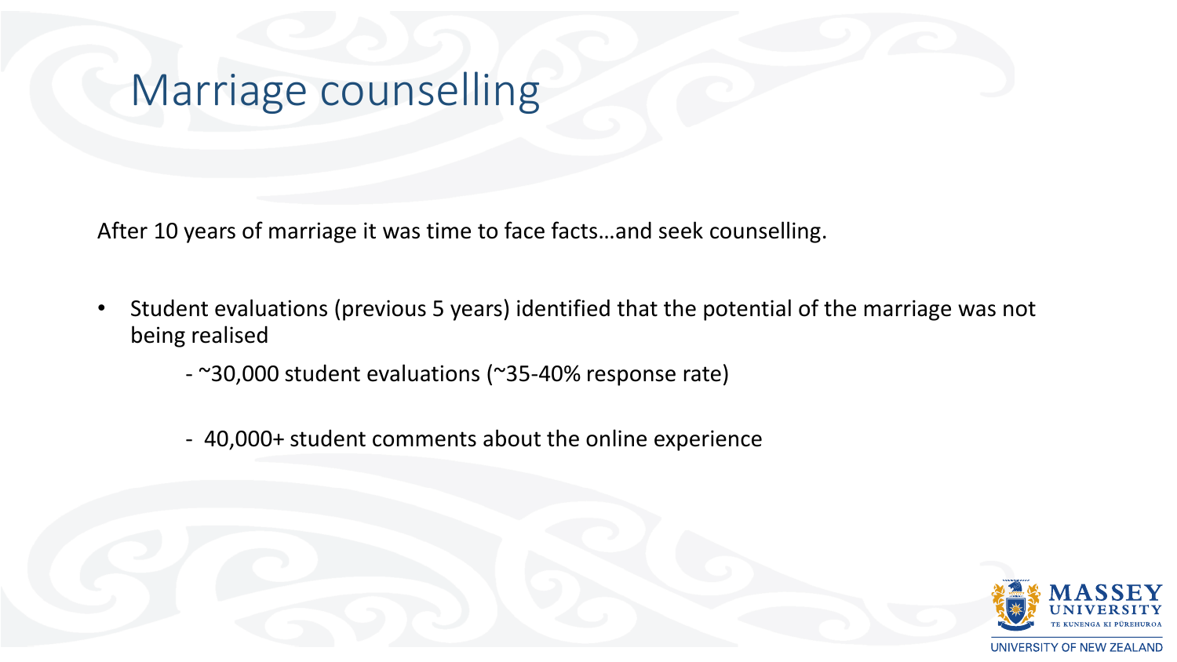# Marriage counselling

After 10 years of marriage it was time to face facts…and seek counselling.

- Student evaluations (previous 5 years) identified that the potential of the marriage was not being realised
    - ~30,000 student evaluations (~35-40% response rate)
    - 40,000+ student comments about the online experience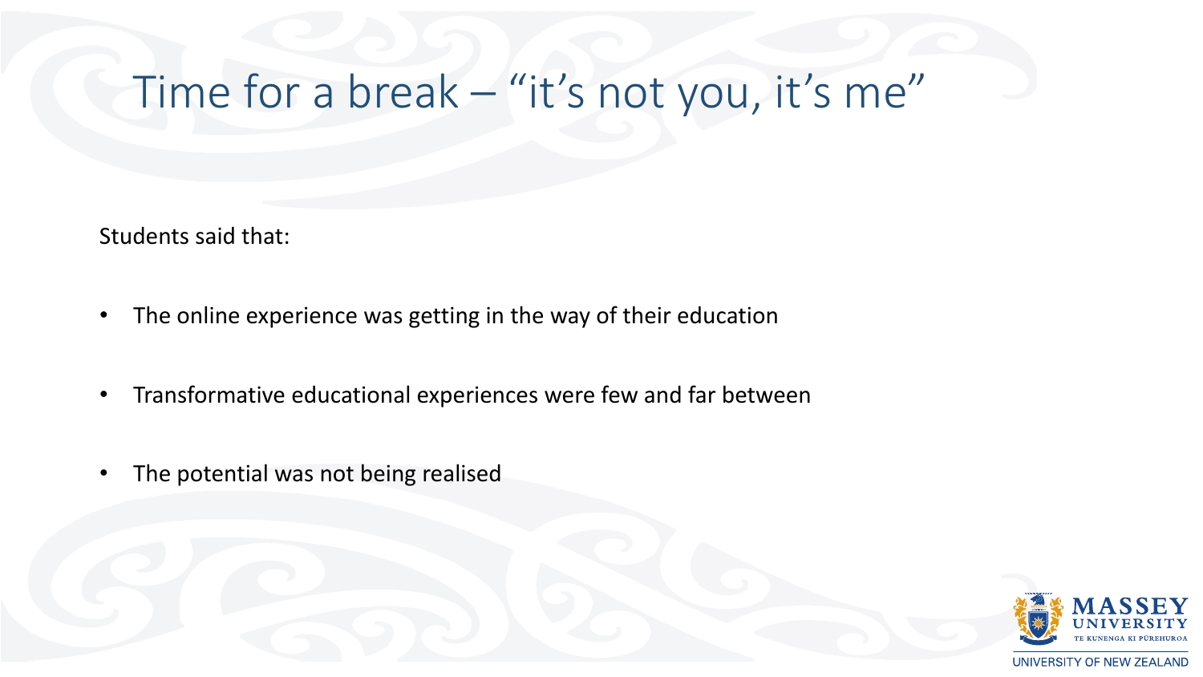# Time for a break – “it’s not you, it’s me”

Students said that:

- The online experience was getting in the way of their education
- Transformative educational experiences were few and far between
- The potential was not being realised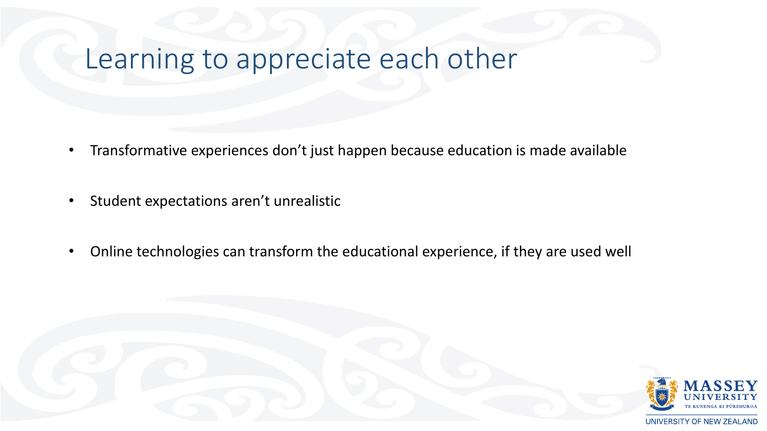# Learning to appreciate each other

- Transformative experiences don't just happen because education is made available
- Student expectations aren't unrealistic
- Online technologies can transform the educational experience, if they are used well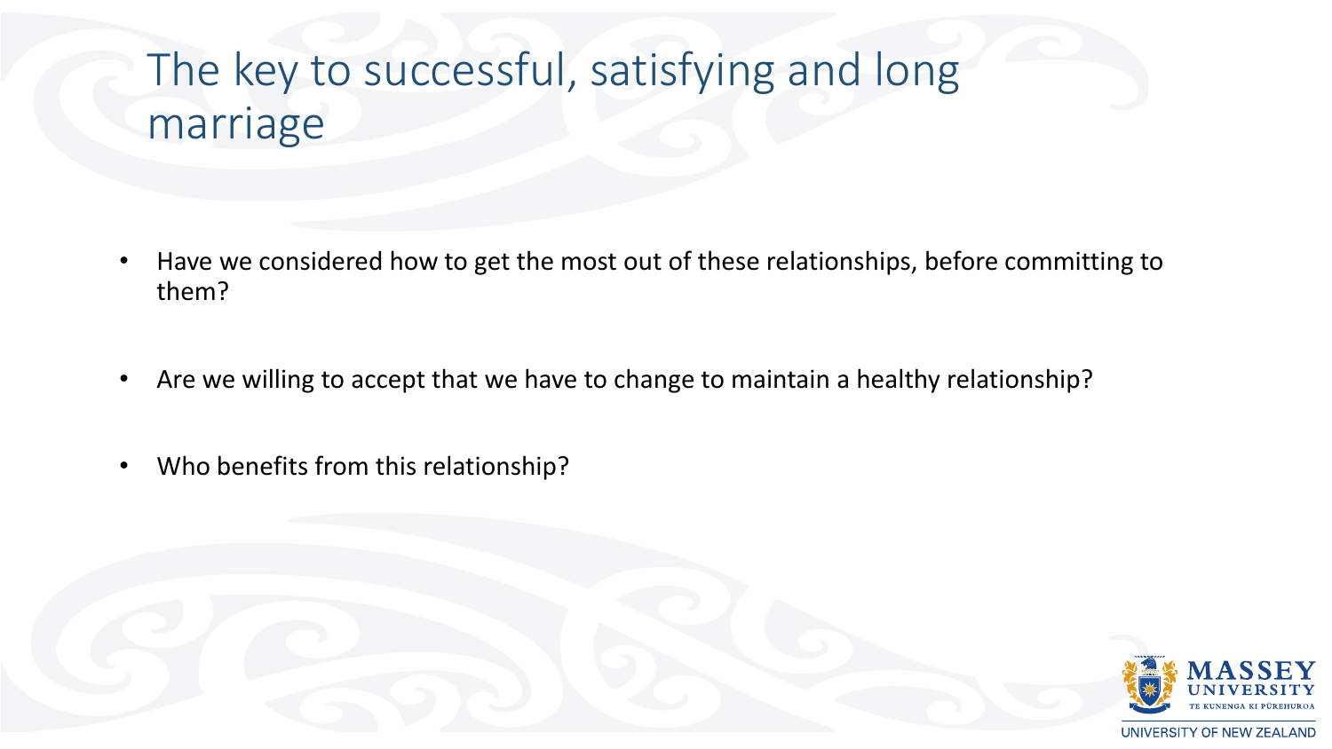# The key to successful, satisfying and long marriage

- Have we considered how to get the most out of these relationships, before committing to them?
- Are we willing to accept that we have to change to maintain a healthy relationship?
- Who benefits from this relationship?